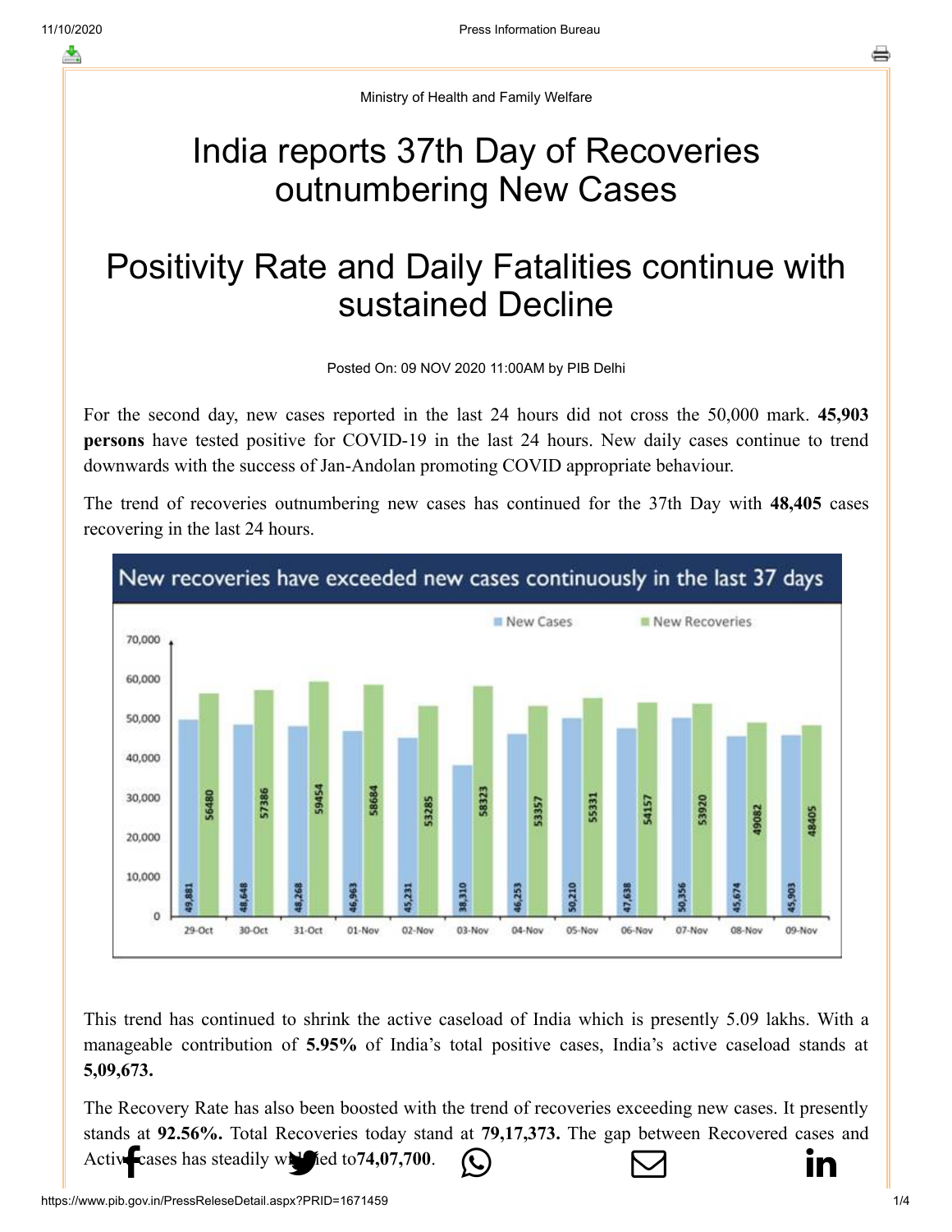Ministry of Health and Family Welfare

# India reports 37th Day of Recoveries outnumbering New Cases

# Positivity Rate and Daily Fatalities continue with sustained Decline

Posted On: 09 NOV 2020 11:00AM by PIB Delhi

For the second day, new cases reported in the last 24 hours did not cross the 50,000 mark. **45,903 persons** have tested positive for COVID-19 in the last 24 hours. New daily cases continue to trend downwards with the success of Jan-Andolan promoting COVID appropriate behaviour.

The trend of recoveries outnumbering new cases has continued for the 37th Day with **48,405** cases recovering in the last 24 hours.

**New recoveries have exceeded new cases continuously in the last 37 days**

| Date | New Cases | New Recoveries |
|---|---|---|
| 29-Oct | 49,881 | 56480 |
| 30-Oct | 48,648 | 57386 |
| 31-Oct | 48,268 | 59454 |
| 01-Nov | 46,963 | 58684 |
| 02-Nov | 45,231 | 53285 |
| 03-Nov | 38,310 | 58323 |
| 04-Nov | 46,253 | 53357 |
| 05-Nov | 50,210 | 55331 |
| 06-Nov | 47,638 | 54157 |
| 07-Nov | 50,356 | 53920 |
| 08-Nov | 45,674 | 49082 |
| 09-Nov | 45,903 | 48405 |

This trend has continued to shrink the active caseload of India which is presently 5.09 lakhs. With a manageable contribution of **5.95%** of India's total positive cases, India's active caseload stands at **5,09,673.**

The Recovery Rate has also been boosted with the trend of recoveries exceeding new cases. It presently stands at **92.56%.** Total Recoveries today stand at **79,17,373.** The gap between Recovered cases and Active cases has steadily widened to**74,07,700**.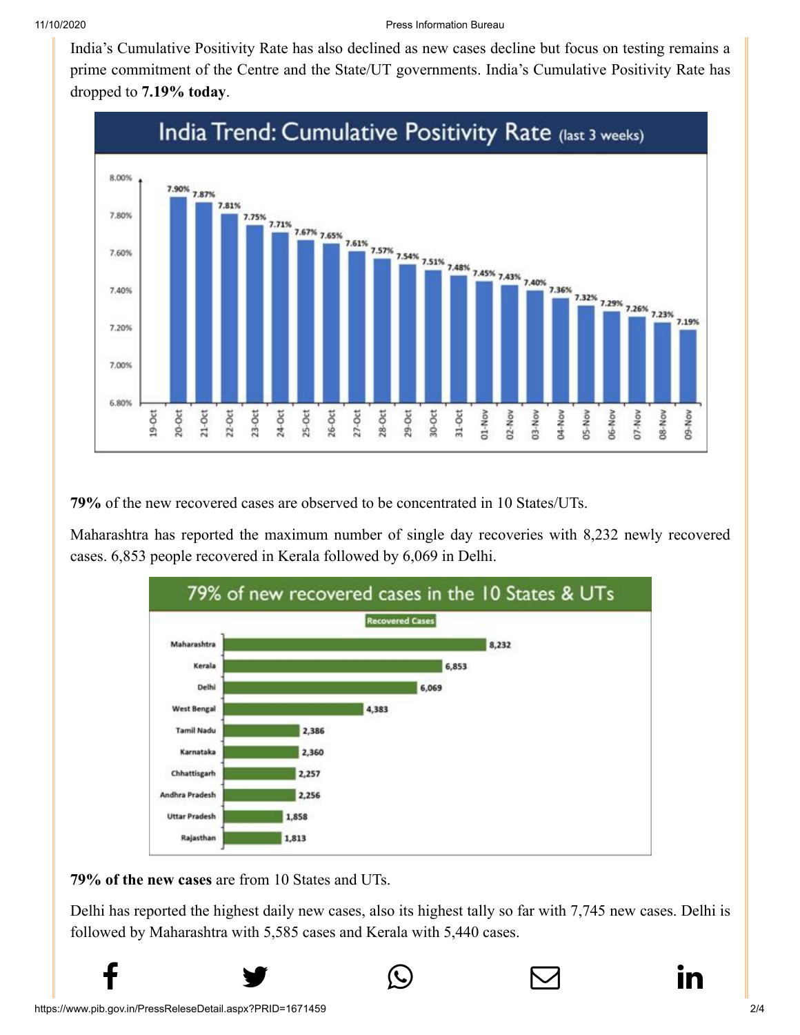India's Cumulative Positivity Rate has also declined as new cases decline but focus on testing remains a prime commitment of the Centre and the State/UT governments. India's Cumulative Positivity Rate has dropped to **7.19% today**.

**India Trend: Cumulative Positivity Rate (last 3 weeks)**

| Date | Cumulative Positivity Rate |
|---|---|
| 19-Oct | |
| 20-Oct | 7.90% |
| 21-Oct | 7.87% |
| 22-Oct | 7.81% |
| 23-Oct | 7.75% |
| 24-Oct | 7.71% |
| 25-Oct | 7.67% |
| 26-Oct | 7.65% |
| 27-Oct | 7.61% |
| 28-Oct | 7.57% |
| 29-Oct | 7.54% |
| 30-Oct | 7.51% |
| 31-Oct | 7.48% |
| 01-Nov | 7.45% |
| 02-Nov | 7.43% |
| 03-Nov | 7.40% |
| 04-Nov | 7.36% |
| 05-Nov | 7.32% |
| 06-Nov | 7.29% |
| 07-Nov | 7.26% |
| 08-Nov | 7.23% |
| 09-Nov | 7.19% |

**79%** of the new recovered cases are observed to be concentrated in 10 States/UTs.

Maharashtra has reported the maximum number of single day recoveries with 8,232 newly recovered cases. 6,853 people recovered in Kerala followed by 6,069 in Delhi.

**79% of new recovered cases in the 10 States & UTs**

| State/UT | Recovered Cases |
|---|---|
| Maharashtra | 8,232 |
| Kerala | 6,853 |
| Delhi | 6,069 |
| West Bengal | 4,383 |
| Tamil Nadu | 2,386 |
| Karnataka | 2,360 |
| Chhattisgarh | 2,257 |
| Andhra Pradesh | 2,256 |
| Uttar Pradesh | 1,858 |
| Rajasthan | 1,813 |

**79% of the new cases** are from 10 States and UTs.

Delhi has reported the highest daily new cases, also its highest tally so far with 7,745 new cases. Delhi is followed by Maharashtra with 5,585 cases and Kerala with 5,440 cases.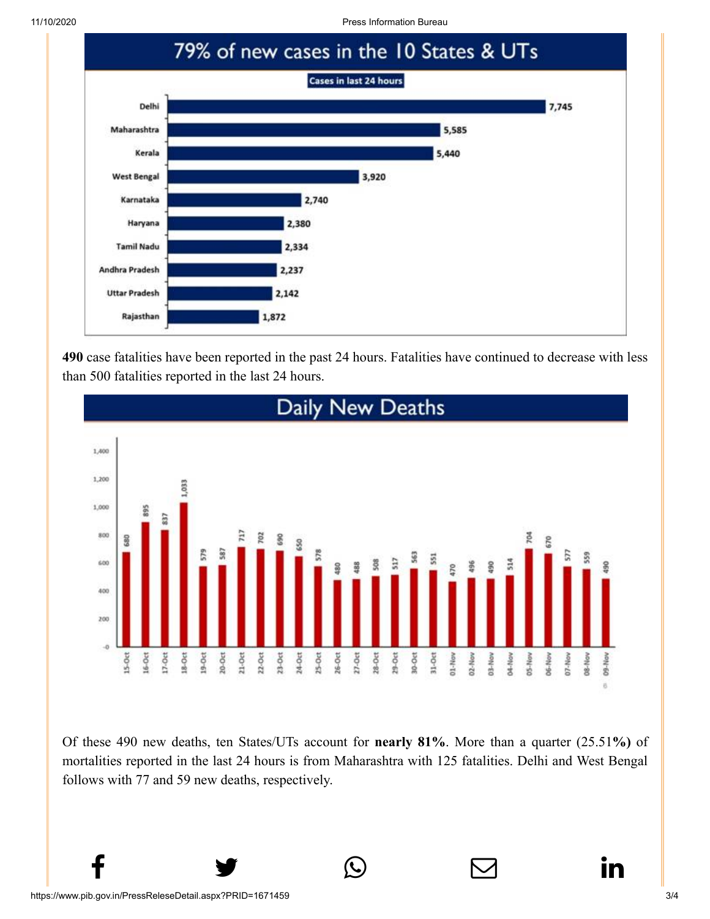## 79% of new cases in the 10 States & UTs

Cases in last 24 hours

| State/UT | Cases |
|---|---|
| Delhi | 7,745 |
| Maharashtra | 5,585 |
| Kerala | 5,440 |
| West Bengal | 3,920 |
| Karnataka | 2,740 |
| Haryana | 2,380 |
| Tamil Nadu | 2,334 |
| Andhra Pradesh | 2,237 |
| Uttar Pradesh | 2,142 |
| Rajasthan | 1,872 |

**490** case fatalities have been reported in the past 24 hours. Fatalities have continued to decrease with less than 500 fatalities reported in the last 24 hours.

## Daily New Deaths

| Date | Deaths |
|---|---|
| 15-Oct | 680 |
| 16-Oct | 895 |
| 17-Oct | 837 |
| 18-Oct | 1,033 |
| 19-Oct | 579 |
| 20-Oct | 587 |
| 21-Oct | 717 |
| 22-Oct | 702 |
| 23-Oct | 690 |
| 24-Oct | 650 |
| 25-Oct | 578 |
| 26-Oct | 480 |
| 27-Oct | 488 |
| 28-Oct | 508 |
| 29-Oct | 517 |
| 30-Oct | 563 |
| 31-Oct | 551 |
| 01-Nov | 470 |
| 02-Nov | 496 |
| 03-Nov | 490 |
| 04-Nov | 514 |
| 05-Nov | 704 |
| 06-Nov | 670 |
| 07-Nov | 577 |
| 08-Nov | 559 |
| 09-Nov | 490 |

Of these 490 new deaths, ten States/UTs account for **nearly 81%**. More than a quarter (25.51**%)** of mortalities reported in the last 24 hours is from Maharashtra with 125 fatalities. Delhi and West Bengal follows with 77 and 59 new deaths, respectively.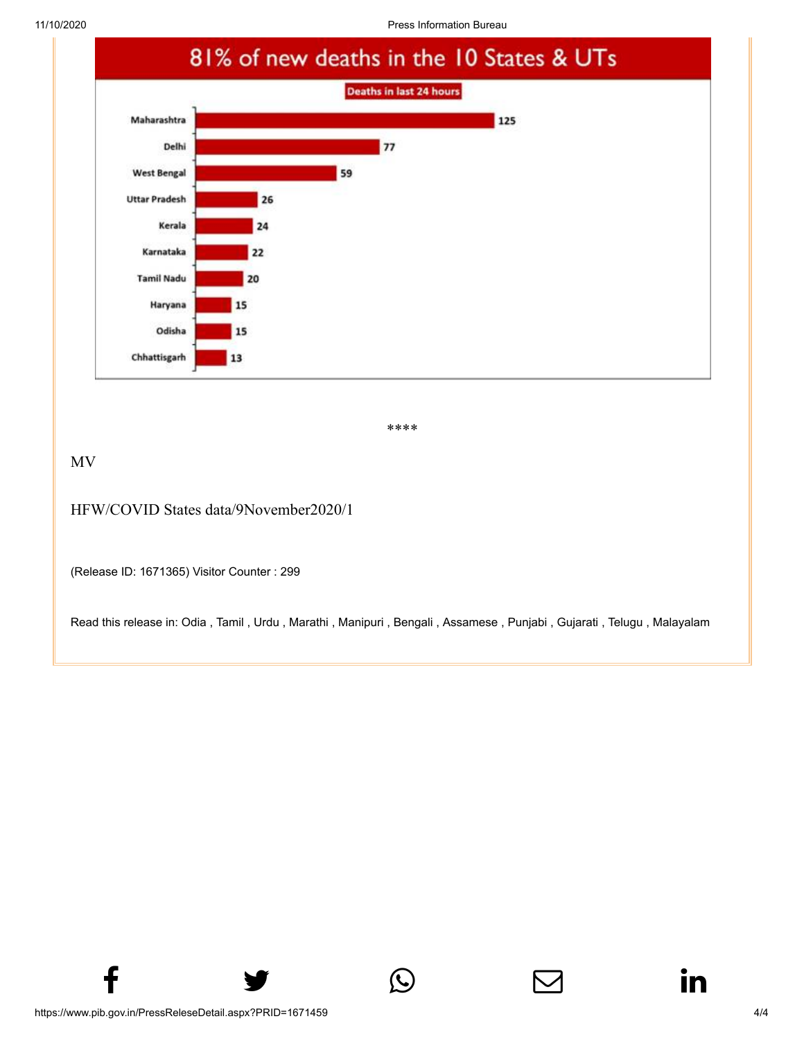81% of new deaths in the 10 States & UTs

Deaths in last 24 hours

Maharashtra 125
Delhi 77
West Bengal 59
Uttar Pradesh 26
Kerala 24
Karnataka 22
Tamil Nadu 20
Haryana 15
Odisha 15
Chhattisgarh 13

\*\*\*\*

MV

HFW/COVID States data/9November2020/1

(Release ID: 1671365) Visitor Counter : 299

Read this release in: Odia , Tamil , Urdu , Marathi , Manipuri , Bengali , Assamese , Punjabi , Gujarati , Telugu , Malayalam